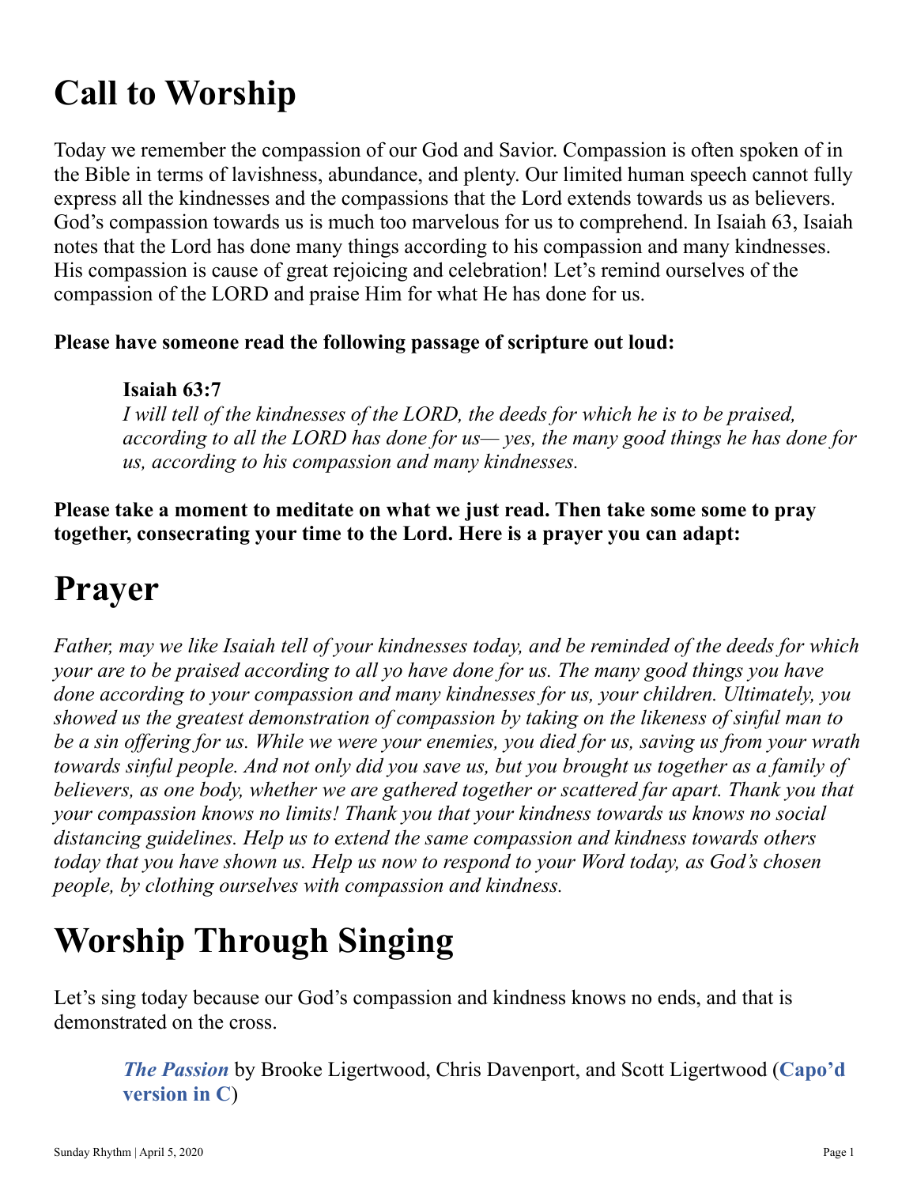# Call to Worship

Today we remember the compassion of our God and Savior. Compassion is often spoken of in the Bible in terms of lavishness, abundance, and plenty. Our limited human speech cannot fully express all the kindnesses and the compassions that the Lord extends towards us as believers. God's compassion towards us is much too marvelous for us to comprehend. In Isaiah 63, Isaiah notes that the Lord has done many things according to his compassion and many kindnesses. His compassion is cause of great rejoicing and celebration! Let's remind ourselves of the compassion of the LORD and praise Him for what He has done for us.

**Please have someone read the following passage of scripture out loud:**

> **Isaiah 63:7**
> *I will tell of the kindnesses of the LORD, the deeds for which he is to be praised, according to all the LORD has done for us— yes, the many good things he has done for us, according to his compassion and many kindnesses.*

**Please take a moment to meditate on what we just read. Then take some some to pray together, consecrating your time to the Lord. Here is a prayer you can adapt:**

# Prayer

*Father, may we like Isaiah tell of your kindnesses today, and be reminded of the deeds for which your are to be praised according to all yo have done for us. The many good things you have done according to your compassion and many kindnesses for us, your children. Ultimately, you showed us the greatest demonstration of compassion by taking on the likeness of sinful man to be a sin offering for us. While we were your enemies, you died for us, saving us from your wrath towards sinful people. And not only did you save us, but you brought us together as a family of believers, as one body, whether we are gathered together or scattered far apart. Thank you that your compassion knows no limits! Thank you that your kindness towards us knows no social distancing guidelines. Help us to extend the same compassion and kindness towards others today that you have shown us. Help us now to respond to your Word today, as God's chosen people, by clothing ourselves with compassion and kindness.*

# Worship Through Singing

Let's sing today because our God's compassion and kindness knows no ends, and that is demonstrated on the cross.

> ***The Passion*** by Brooke Ligertwood, Chris Davenport, and Scott Ligertwood (**Capo'd version in C**)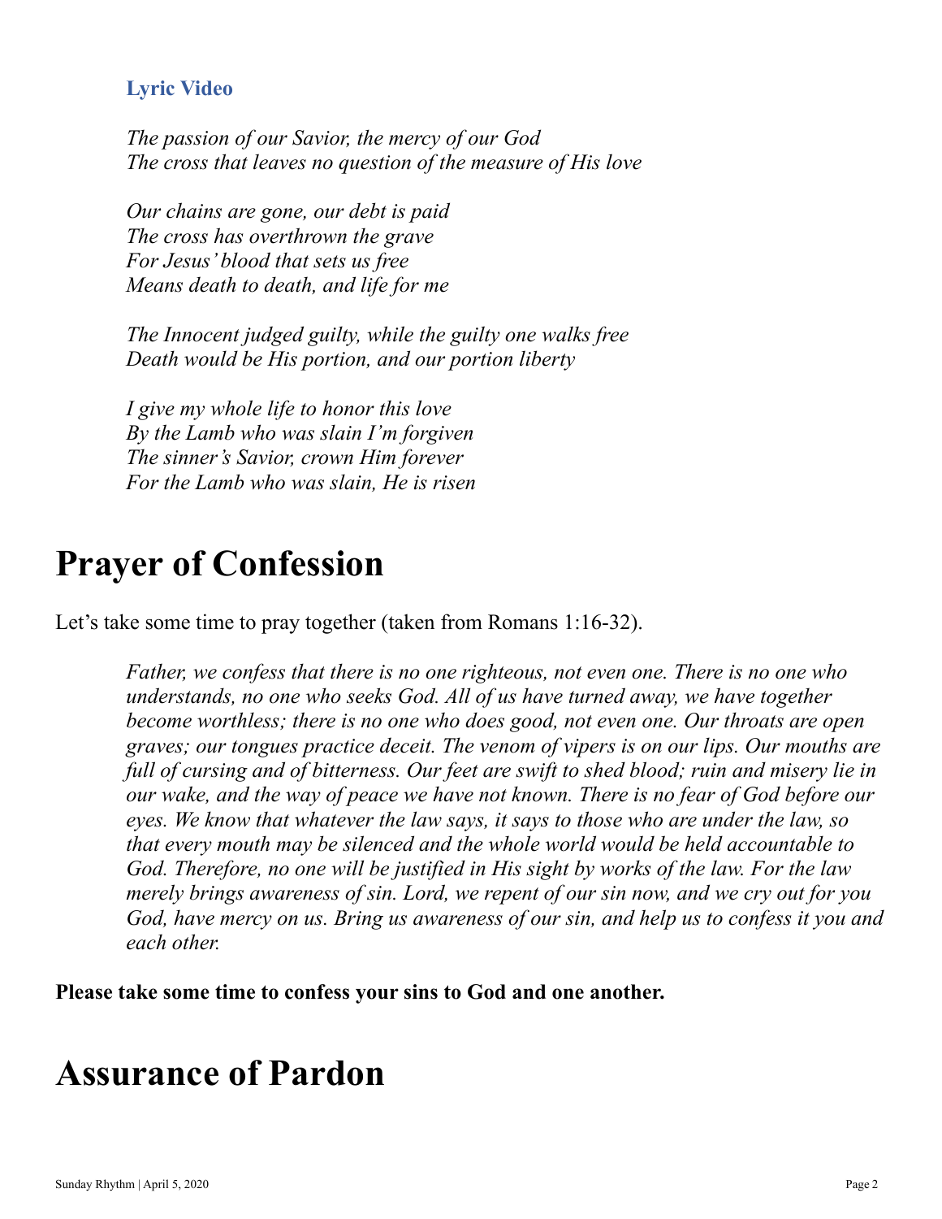**Lyric Video**

*The passion of our Savior, the mercy of our God*
*The cross that leaves no question of the measure of His love*

*Our chains are gone, our debt is paid*
*The cross has overthrown the grave*
*For Jesus' blood that sets us free*
*Means death to death, and life for me*

*The Innocent judged guilty, while the guilty one walks free*
*Death would be His portion, and our portion liberty*

*I give my whole life to honor this love*
*By the Lamb who was slain I'm forgiven*
*The sinner's Savior, crown Him forever*
*For the Lamb who was slain, He is risen*

# Prayer of Confession

Let's take some time to pray together (taken from Romans 1:16-32).

> *Father, we confess that there is no one righteous, not even one. There is no one who understands, no one who seeks God. All of us have turned away, we have together become worthless; there is no one who does good, not even one. Our throats are open graves; our tongues practice deceit. The venom of vipers is on our lips. Our mouths are full of cursing and of bitterness. Our feet are swift to shed blood; ruin and misery lie in our wake, and the way of peace we have not known. There is no fear of God before our eyes. We know that whatever the law says, it says to those who are under the law, so that every mouth may be silenced and the whole world would be held accountable to God. Therefore, no one will be justified in His sight by works of the law. For the law merely brings awareness of sin. Lord, we repent of our sin now, and we cry out for you God, have mercy on us. Bring us awareness of our sin, and help us to confess it you and each other.*

**Please take some time to confess your sins to God and one another.**

# Assurance of Pardon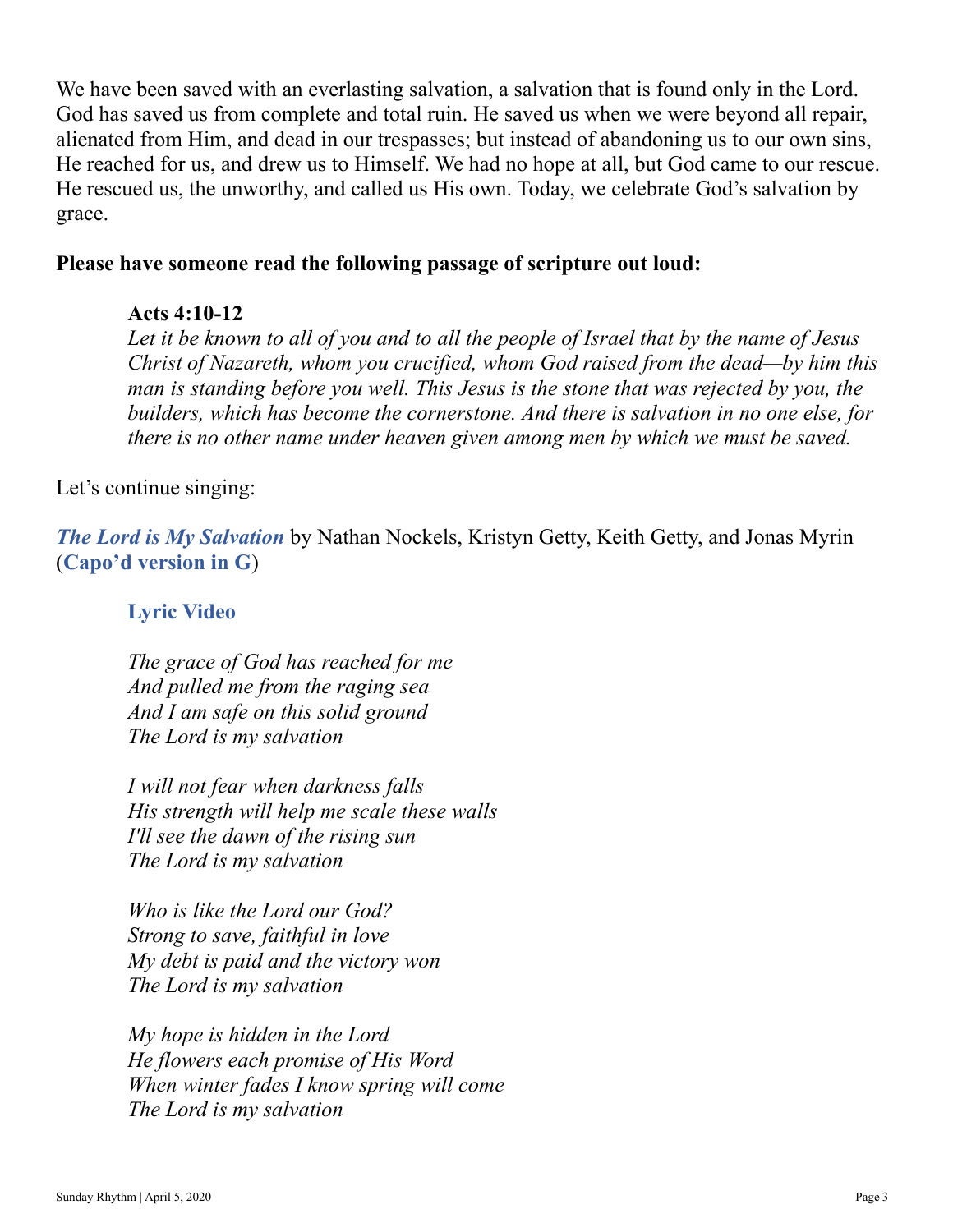We have been saved with an everlasting salvation, a salvation that is found only in the Lord. God has saved us from complete and total ruin. He saved us when we were beyond all repair, alienated from Him, and dead in our trespasses; but instead of abandoning us to our own sins, He reached for us, and drew us to Himself. We had no hope at all, but God came to our rescue. He rescued us, the unworthy, and called us His own. Today, we celebrate God's salvation by grace.

**Please have someone read the following passage of scripture out loud:**

> **Acts 4:10-12**
> *Let it be known to all of you and to all the people of Israel that by the name of Jesus Christ of Nazareth, whom you crucified, whom God raised from the dead—by him this man is standing before you well. This Jesus is the stone that was rejected by you, the builders, which has become the cornerstone. And there is salvation in no one else, for there is no other name under heaven given among men by which we must be saved.*

Let's continue singing:

***The Lord is My Salvation*** by Nathan Nockels, Kristyn Getty, Keith Getty, and Jonas Myrin (**Capo'd version in G**)

> **Lyric Video**
>
> *The grace of God has reached for me*
> *And pulled me from the raging sea*
> *And I am safe on this solid ground*
> *The Lord is my salvation*
>
> *I will not fear when darkness falls*
> *His strength will help me scale these walls*
> *I'll see the dawn of the rising sun*
> *The Lord is my salvation*
>
> *Who is like the Lord our God?*
> *Strong to save, faithful in love*
> *My debt is paid and the victory won*
> *The Lord is my salvation*
>
> *My hope is hidden in the Lord*
> *He flowers each promise of His Word*
> *When winter fades I know spring will come*
> *The Lord is my salvation*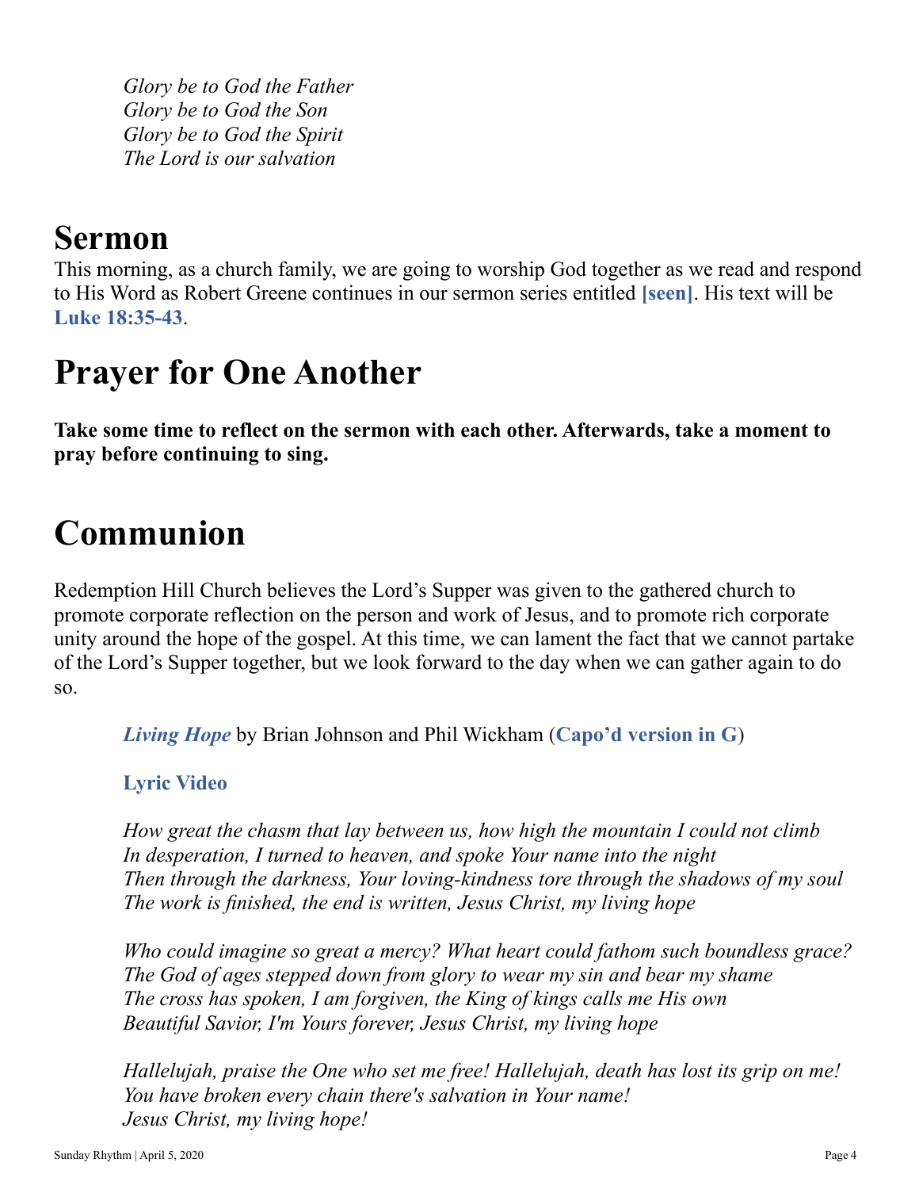*Glory be to God the Father*
*Glory be to God the Son*
*Glory be to God the Spirit*
*The Lord is our salvation*

# Sermon

This morning, as a church family, we are going to worship God together as we read and respond to His Word as Robert Greene continues in our sermon series entitled **[seen]**. His text will be **Luke 18:35-43**.

# Prayer for One Another

**Take some time to reflect on the sermon with each other. Afterwards, take a moment to pray before continuing to sing.**

# Communion

Redemption Hill Church believes the Lord's Supper was given to the gathered church to promote corporate reflection on the person and work of Jesus, and to promote rich corporate unity around the hope of the gospel. At this time, we can lament the fact that we cannot partake of the Lord's Supper together, but we look forward to the day when we can gather again to do so.

> ***Living Hope*** by Brian Johnson and Phil Wickham (**Capo'd version in G**)
>
> **Lyric Video**
>
> *How great the chasm that lay between us, how high the mountain I could not climb*
> *In desperation, I turned to heaven, and spoke Your name into the night*
> *Then through the darkness, Your loving-kindness tore through the shadows of my soul*
> *The work is finished, the end is written, Jesus Christ, my living hope*
>
> *Who could imagine so great a mercy? What heart could fathom such boundless grace?*
> *The God of ages stepped down from glory to wear my sin and bear my shame*
> *The cross has spoken, I am forgiven, the King of kings calls me His own*
> *Beautiful Savior, I'm Yours forever, Jesus Christ, my living hope*
>
> *Hallelujah, praise the One who set me free! Hallelujah, death has lost its grip on me!*
> *You have broken every chain there's salvation in Your name!*
> *Jesus Christ, my living hope!*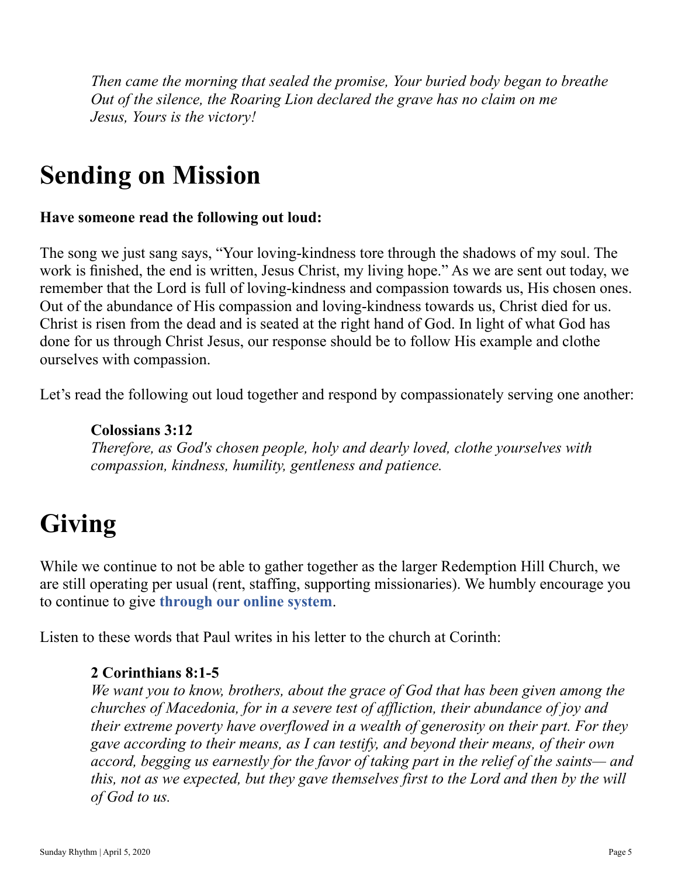*Then came the morning that sealed the promise, Your buried body began to breathe*
*Out of the silence, the Roaring Lion declared the grave has no claim on me*
*Jesus, Yours is the victory!*

# Sending on Mission

**Have someone read the following out loud:**

The song we just sang says, "Your loving-kindness tore through the shadows of my soul. The work is finished, the end is written, Jesus Christ, my living hope." As we are sent out today, we remember that the Lord is full of loving-kindness and compassion towards us, His chosen ones. Out of the abundance of His compassion and loving-kindness towards us, Christ died for us. Christ is risen from the dead and is seated at the right hand of God. In light of what God has done for us through Christ Jesus, our response should be to follow His example and clothe ourselves with compassion.

Let's read the following out loud together and respond by compassionately serving one another:

> **Colossians 3:12**
> *Therefore, as God's chosen people, holy and dearly loved, clothe yourselves with compassion, kindness, humility, gentleness and patience.*

# Giving

While we continue to not be able to gather together as the larger Redemption Hill Church, we are still operating per usual (rent, staffing, supporting missionaries). We humbly encourage you to continue to give **through our online system**.

Listen to these words that Paul writes in his letter to the church at Corinth:

> **2 Corinthians 8:1-5**
> *We want you to know, brothers, about the grace of God that has been given among the churches of Macedonia, for in a severe test of affliction, their abundance of joy and their extreme poverty have overflowed in a wealth of generosity on their part. For they gave according to their means, as I can testify, and beyond their means, of their own accord, begging us earnestly for the favor of taking part in the relief of the saints— and this, not as we expected, but they gave themselves first to the Lord and then by the will of God to us.*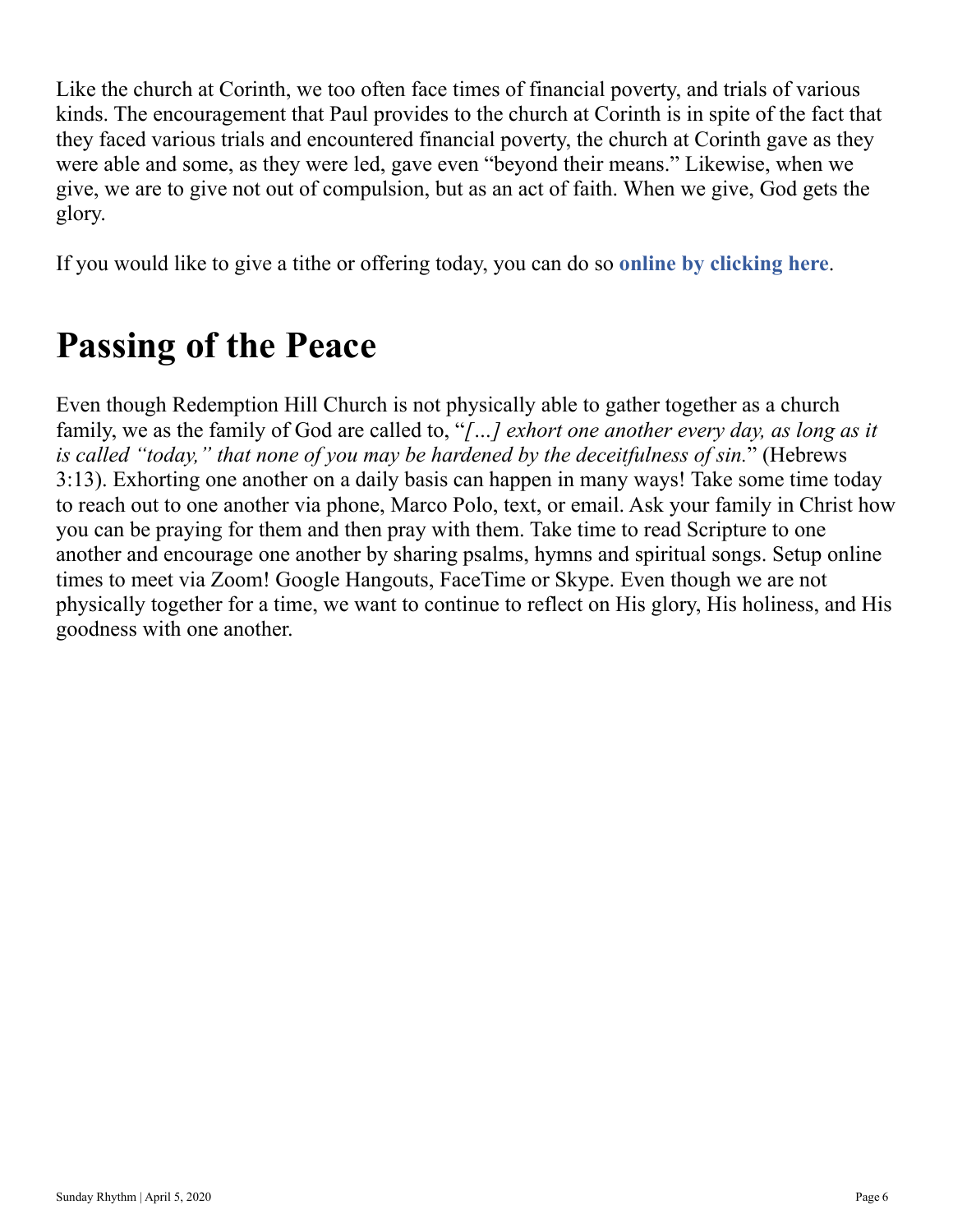Like the church at Corinth, we too often face times of financial poverty, and trials of various kinds. The encouragement that Paul provides to the church at Corinth is in spite of the fact that they faced various trials and encountered financial poverty, the church at Corinth gave as they were able and some, as they were led, gave even "beyond their means." Likewise, when we give, we are to give not out of compulsion, but as an act of faith. When we give, God gets the glory.

If you would like to give a tithe or offering today, you can do so **online by clicking here**.

# Passing of the Peace

Even though Redemption Hill Church is not physically able to gather together as a church family, we as the family of God are called to, "*[…] exhort one another every day, as long as it is called "today," that none of you may be hardened by the deceitfulness of sin.*" (Hebrews 3:13). Exhorting one another on a daily basis can happen in many ways! Take some time today to reach out to one another via phone, Marco Polo, text, or email. Ask your family in Christ how you can be praying for them and then pray with them. Take time to read Scripture to one another and encourage one another by sharing psalms, hymns and spiritual songs. Setup online times to meet via Zoom! Google Hangouts, FaceTime or Skype. Even though we are not physically together for a time, we want to continue to reflect on His glory, His holiness, and His goodness with one another.